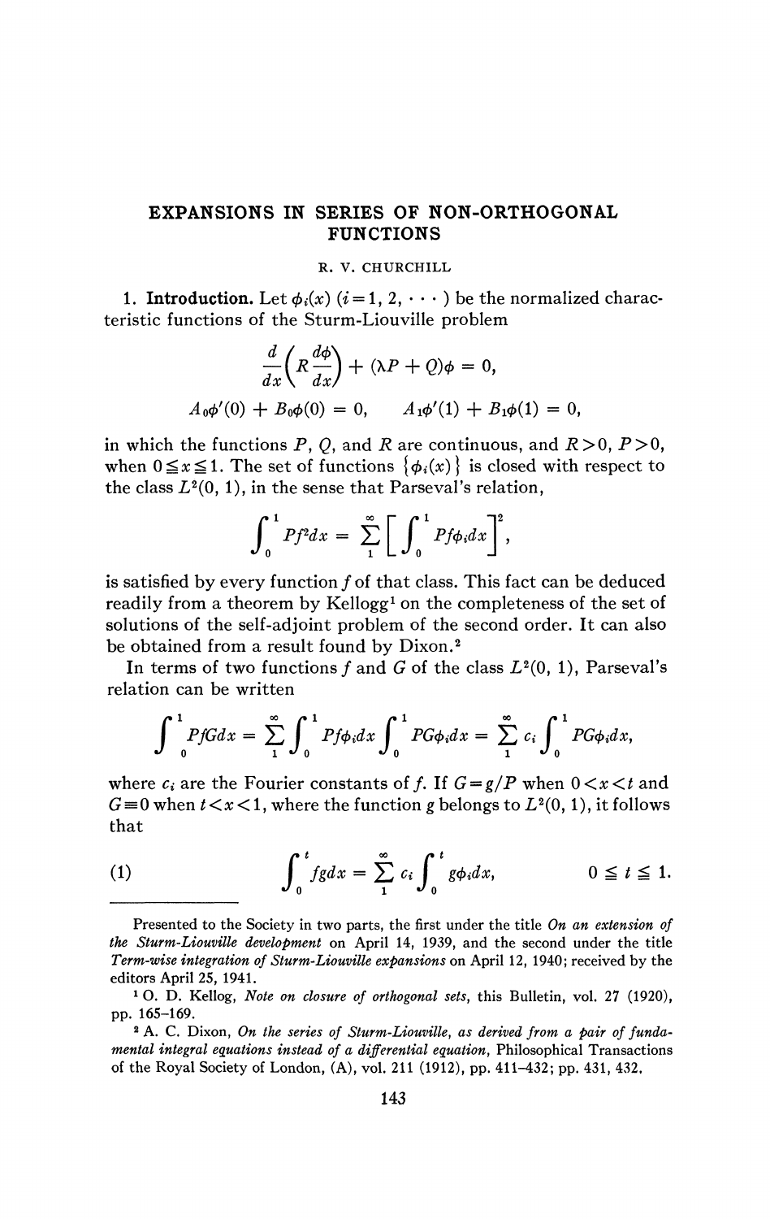# EXPANSIONS IN SERIES OF NON-ORTHOGONAL FUNCTIONS

R. V. CHURCHILL

**1. Introduction.** Let $\phi_i(x)$ $(i=1, 2, \cdots)$ be the normalized characteristic functions of the Sturm-Liouville problem

$$\frac{d}{dx}\left(R\frac{d\phi}{dx}\right) + (\lambda P + Q)\phi = 0,$$

$$A_0\phi'(0) + B_0\phi(0) = 0, \qquad A_1\phi'(1) + B_1\phi(1) = 0,$$

in which the functions $P$, $Q$, and $R$ are continuous, and $R>0$, $P>0$, when $0 \leqq x \leqq 1$. The set of functions $\{\phi_i(x)\}$ is closed with respect to the class $L^2(0, 1)$, in the sense that Parseval's relation,

$$\int_0^1 Pf^2 dx = \sum_1^\infty \left[\int_0^1 Pf\phi_i dx\right]^2,$$

is satisfied by every function $f$ of that class. This fact can be deduced readily from a theorem by Kellogg[1] on the completeness of the set of solutions of the self-adjoint problem of the second order. It can also be obtained from a result found by Dixon.[2]

In terms of two functions $f$ and $G$ of the class $L^2(0, 1)$, Parseval's relation can be written

$$\int_0^1 PfGdx = \sum_1^\infty \int_0^1 Pf\phi_i dx \int_0^1 PG\phi_i dx = \sum_1^\infty c_i \int_0^1 PG\phi_i dx,$$

where $c_i$ are the Fourier constants of $f$. If $G = g/P$ when $0<x<t$ and $G \equiv 0$ when $t<x<1$, where the function $g$ belongs to $L^2(0, 1)$, it follows that

$$\int_0^t fgdx = \sum_1^\infty c_i \int_0^t g\phi_i dx, \qquad 0 \leqq t \leqq 1. \tag{1}$$

---

Presented to the Society in two parts, the first under the title *On an extension of the Sturm-Liouville development* on April 14, 1939, and the second under the title *Term-wise integration of Sturm-Liouville expansions* on April 12, 1940; received by the editors April 25, 1941.

[1] O. D. Kellog, *Note on closure of orthogonal sets*, this Bulletin, vol. 27 (1920), pp. 165–169.

[2] A. C. Dixon, *On the series of Sturm-Liouville, as derived from a pair of fundamental integral equations instead of a differential equation*, Philosophical Transactions of the Royal Society of London, (A), vol. 211 (1912), pp. 411–432; pp. 431, 432.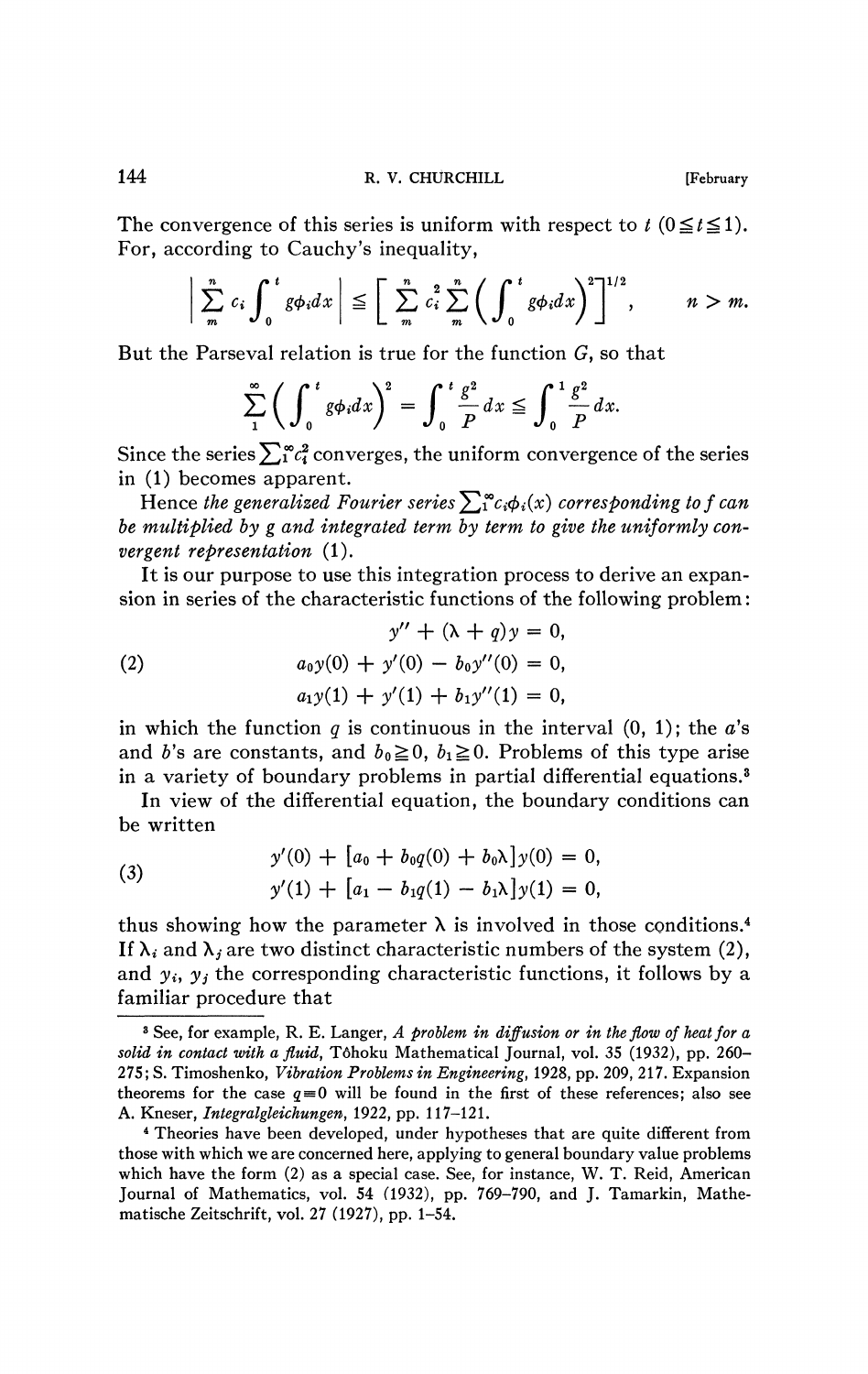The convergence of this series is uniform with respect to $t$ $(0 \leqq t \leqq 1)$. For, according to Cauchy's inequality,

$$\left| \sum_m^n c_i \int_0^t g\phi_i dx \right| \leqq \left[ \sum_m^n c_i^2 \sum_m^n \left( \int_0^t g\phi_i dx \right)^2 \right]^{1/2}, \qquad n > m.$$

But the Parseval relation is true for the function $G$, so that

$$\sum_1^\infty \left( \int_0^t g\phi_i dx \right)^2 = \int_0^t \frac{g^2}{P} dx \leqq \int_0^1 \frac{g^2}{P} dx.$$

Since the series $\sum_1^\infty c_i^2$ converges, the uniform convergence of the series in (1) becomes apparent.

Hence *the generalized Fourier series* $\sum_1^\infty c_i \phi_i(x)$ *corresponding to* $f$ *can be multiplied by* $g$ *and integrated term by term to give the uniformly convergent representation* (1).

It is our purpose to use this integration process to derive an expansion in series of the characteristic functions of the following problem:

$$(2) \qquad \begin{aligned} y'' + (\lambda + q)y &= 0, \\ a_0 y(0) + y'(0) - b_0 y''(0) &= 0, \\ a_1 y(1) + y'(1) + b_1 y''(1) &= 0, \end{aligned}$$

in which the function $q$ is continuous in the interval $(0, 1)$; the $a$'s and $b$'s are constants, and $b_0 \geqq 0$, $b_1 \geqq 0$. Problems of this type arise in a variety of boundary problems in partial differential equations.[3]

In view of the differential equation, the boundary conditions can be written

$$(3) \qquad \begin{aligned} y'(0) + [a_0 + b_0 q(0) + b_0 \lambda] y(0) &= 0, \\ y'(1) + [a_1 - b_1 q(1) - b_1 \lambda] y(1) &= 0, \end{aligned}$$

thus showing how the parameter $\lambda$ is involved in those conditions.[4] If $\lambda_i$ and $\lambda_j$ are two distinct characteristic numbers of the system (2), and $y_i$, $y_j$ the corresponding characteristic functions, it follows by a familiar procedure that

---

[3] See, for example, R. E. Langer, *A problem in diffusion or in the flow of heat for a solid in contact with a fluid*, Tôhoku Mathematical Journal, vol. 35 (1932), pp. 260–275; S. Timoshenko, *Vibration Problems in Engineering*, 1928, pp. 209, 217. Expansion theorems for the case $q \equiv 0$ will be found in the first of these references; also see A. Kneser, *Integralgleichungen*, 1922, pp. 117–121.

[4] Theories have been developed, under hypotheses that are quite different from those with which we are concerned here, applying to general boundary value problems which have the form (2) as a special case. See, for instance, W. T. Reid, American Journal of Mathematics, vol. 54 (1932), pp. 769–790, and J. Tamarkin, Mathematische Zeitschrift, vol. 27 (1927), pp. 1–54.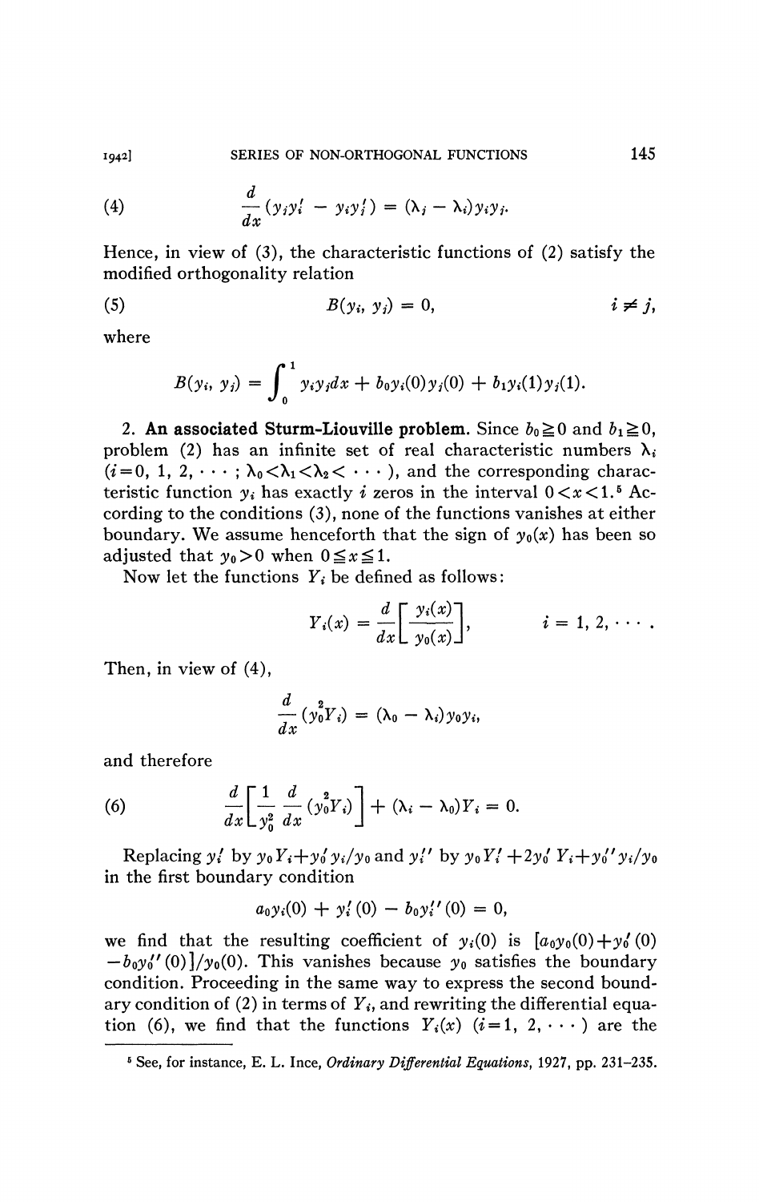$$
(4) \qquad \frac{d}{dx}(y_j y_i' - y_i y_j') = (\lambda_j - \lambda_i) y_i y_j.
$$

Hence, in view of (3), the characteristic functions of (2) satisfy the modified orthogonality relation

$$
(5) \qquad B(y_i, y_j) = 0, \qquad i \neq j,
$$

where

$$
B(y_i, y_j) = \int_0^1 y_i y_j dx + b_0 y_i(0) y_j(0) + b_1 y_i(1) y_j(1).
$$

**2. An associated Sturm-Liouville problem.** Since $b_0 \geqq 0$ and $b_1 \geqq 0$, problem (2) has an infinite set of real characteristic numbers $\lambda_i$ $(i = 0, 1, 2, \cdots; \lambda_0 < \lambda_1 < \lambda_2 < \cdots)$, and the corresponding characteristic function $y_i$ has exactly $i$ zeros in the interval $0 < x < 1$.[5] According to the conditions (3), none of the functions vanishes at either boundary. We assume henceforth that the sign of $y_0(x)$ has been so adjusted that $y_0 > 0$ when $0 \leqq x \leqq 1$.

Now let the functions $Y_i$ be defined as follows:

$$
Y_i(x) = \frac{d}{dx}\left[\frac{y_i(x)}{y_0(x)}\right], \qquad i = 1, 2, \cdots.
$$

Then, in view of (4),

$$
\frac{d}{dx}(y_0^2 Y_i) = (\lambda_0 - \lambda_i) y_0 y_i,
$$

and therefore

$$
(6) \qquad \frac{d}{dx}\left[\frac{1}{y_0^2}\frac{d}{dx}(y_0^2 Y_i)\right] + (\lambda_i - \lambda_0) Y_i = 0.
$$

Replacing $y_i'$ by $y_0 Y_i + y_0' y_i / y_0$ and $y_i''$ by $y_0 Y_i' + 2y_0' Y_i + y_0'' y_i / y_0$ in the first boundary condition

$$
a_0 y_i(0) + y_i'(0) - b_0 y_i''(0) = 0,
$$

we find that the resulting coefficient of $y_i(0)$ is $[a_0 y_0(0) + y_0'(0) - b_0 y_0''(0)]/y_0(0)$. This vanishes because $y_0$ satisfies the boundary condition. Proceeding in the same way to express the second boundary condition of (2) in terms of $Y_i$, and rewriting the differential equation (6), we find that the functions $Y_i(x)$ $(i = 1, 2, \cdots)$ are the

---

[5] See, for instance, E. L. Ince, *Ordinary Differential Equations*, 1927, pp. 231–235.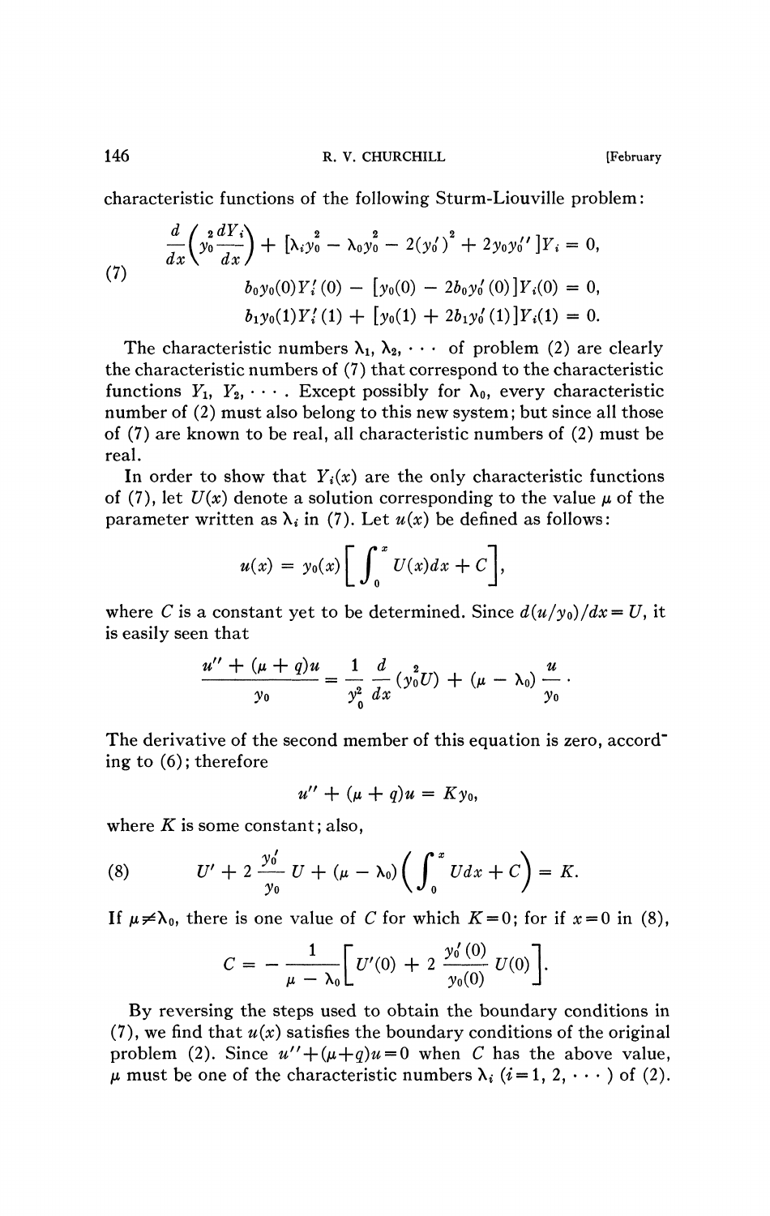characteristic functions of the following Sturm-Liouville problem:

$$
(7)\qquad
\begin{aligned}
&\frac{d}{dx}\left(y_0^2\frac{dY_i}{dx}\right) + [\lambda_i y_0^2 - \lambda_0 y_0^2 - 2(y_0')^2 + 2y_0 y_0'']Y_i = 0,\\
&b_0 y_0(0) Y_i'(0) - [y_0(0) - 2b_0 y_0'(0)]Y_i(0) = 0,\\
&b_1 y_0(1) Y_i'(1) + [y_0(1) + 2b_1 y_0'(1)]Y_i(1) = 0.
\end{aligned}
$$

The characteristic numbers $\lambda_1, \lambda_2, \cdots$ of problem (2) are clearly the characteristic numbers of (7) that correspond to the characteristic functions $Y_1, Y_2, \cdots$. Except possibly for $\lambda_0$, every characteristic number of (2) must also belong to this new system; but since all those of (7) are known to be real, all characteristic numbers of (2) must be real.

In order to show that $Y_i(x)$ are the only characteristic functions of (7), let $U(x)$ denote a solution corresponding to the value $\mu$ of the parameter written as $\lambda_i$ in (7). Let $u(x)$ be defined as follows:

$$
u(x) = y_0(x)\left[\int_0^x U(x)dx + C\right],
$$

where $C$ is a constant yet to be determined. Since $d(u/y_0)/dx = U$, it is easily seen that

$$
\frac{u'' + (\mu + q)u}{y_0} = \frac{1}{y_0^2}\frac{d}{dx}(y_0^2 U) + (\mu - \lambda_0)\frac{u}{y_0}\cdot
$$

The derivative of the second member of this equation is zero, according to (6); therefore

$$
u'' + (\mu + q)u = K y_0,
$$

where $K$ is some constant; also,

$$
(8)\qquad U' + 2\frac{y_0'}{y_0}U + (\mu - \lambda_0)\left(\int_0^x U dx + C\right) = K.
$$

If $\mu \neq \lambda_0$, there is one value of $C$ for which $K = 0$; for if $x = 0$ in (8),

$$
C = -\frac{1}{\mu - \lambda_0}\left[U'(0) + 2\frac{y_0'(0)}{y_0(0)}U(0)\right].
$$

By reversing the steps used to obtain the boundary conditions in (7), we find that $u(x)$ satisfies the boundary conditions of the original problem (2). Since $u'' + (\mu + q)u = 0$ when $C$ has the above value, $\mu$ must be one of the characteristic numbers $\lambda_i$ $(i = 1, 2, \cdots)$ of (2).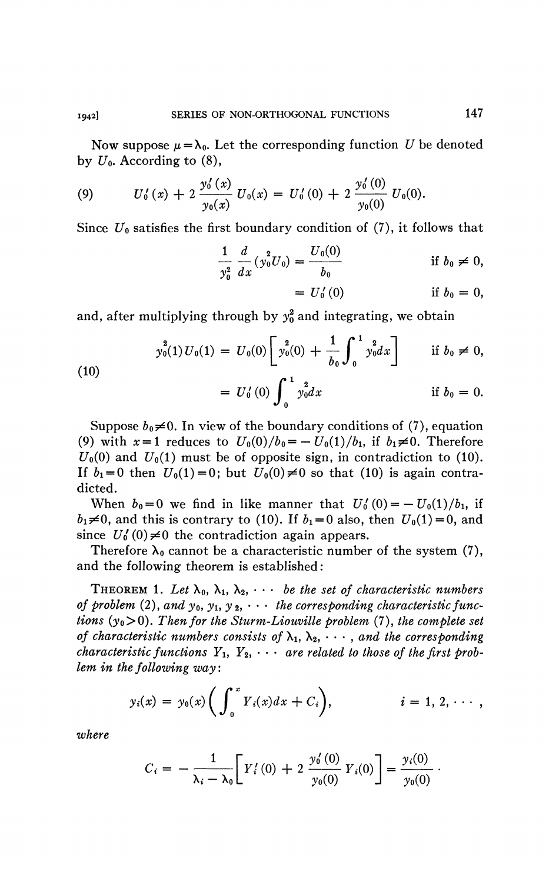Now suppose $\mu = \lambda_0$. Let the corresponding function $U$ be denoted by $U_0$. According to (8),

$$U_0'(x) + 2\frac{y_0'(x)}{y_0(x)}U_0(x) = U_0'(0) + 2\frac{y_0'(0)}{y_0(0)}U_0(0). \tag{9}$$

Since $U_0$ satisfies the first boundary condition of (7), it follows that

$$\begin{aligned} \frac{1}{y_0^2}\frac{d}{dx}(y_0^2 U_0) &= \frac{U_0(0)}{b_0} && \text{if } b_0 \neq 0, \\ &= U_0'(0) && \text{if } b_0 = 0, \end{aligned}$$

and, after multiplying through by $y_0^2$ and integrating, we obtain

$$\begin{aligned} y_0^2(1)U_0(1) &= U_0(0)\left[y_0^2(0) + \frac{1}{b_0}\int_0^1 y_0^2 dx\right] && \text{if } b_0 \neq 0, \\ &= U_0'(0)\int_0^1 y_0^2 dx && \text{if } b_0 = 0. \end{aligned} \tag{10}$$

Suppose $b_0 \neq 0$. In view of the boundary conditions of (7), equation (9) with $x = 1$ reduces to $U_0(0)/b_0 = -U_0(1)/b_1$, if $b_1 \neq 0$. Therefore $U_0(0)$ and $U_0(1)$ must be of opposite sign, in contradiction to (10). If $b_1 = 0$ then $U_0(1) = 0$; but $U_0(0) \neq 0$ so that (10) is again contradicted.

When $b_0 = 0$ we find in like manner that $U_0'(0) = -U_0(1)/b_1$, if $b_1 \neq 0$, and this is contrary to (10). If $b_1 = 0$ also, then $U_0(1) = 0$, and since $U_0'(0) \neq 0$ the contradiction again appears.

Therefore $\lambda_0$ cannot be a characteristic number of the system (7), and the following theorem is established:

THEOREM 1. *Let $\lambda_0, \lambda_1, \lambda_2, \cdots$ be the set of characteristic numbers of problem (2), and $y_0, y_1, y_2, \cdots$ the corresponding characteristic functions ($y_0 > 0$). Then for the Sturm-Liouville problem (7), the complete set of characteristic numbers consists of $\lambda_1, \lambda_2, \cdots$, and the corresponding characteristic functions $Y_1, Y_2, \cdots$ are related to those of the first problem in the following way:*

$$y_i(x) = y_0(x)\left(\int_0^x Y_i(x)dx + C_i\right), \qquad i = 1, 2, \cdots,$$

*where*

$$C_i = -\frac{1}{\lambda_i - \lambda_0}\left[Y_i'(0) + 2\frac{y_0'(0)}{y_0(0)}Y_i(0)\right] = \frac{y_i(0)}{y_0(0)}.$$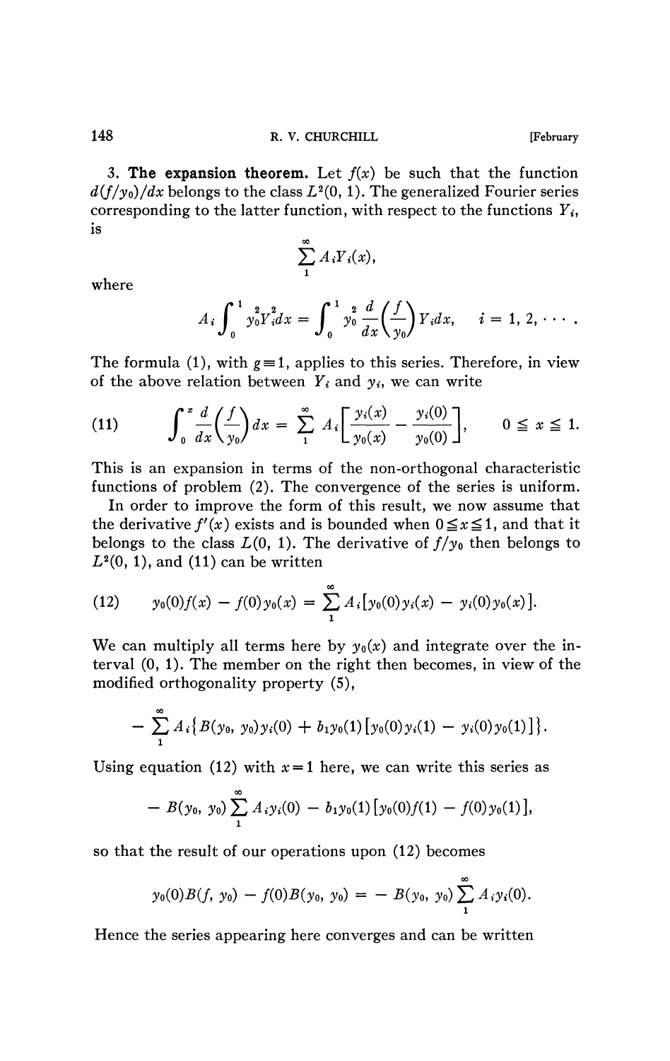**3. The expansion theorem.** Let $f(x)$ be such that the function $d(f/y_0)/dx$ belongs to the class $L^2(0, 1)$. The generalized Fourier series corresponding to the latter function, with respect to the functions $Y_i$, is

$$\sum_1^\infty A_i Y_i(x),$$

where

$$A_i \int_0^1 y_0^2 Y_i^2 dx = \int_0^1 y_0^2 \frac{d}{dx}\left(\frac{f}{y_0}\right) Y_i dx, \qquad i = 1, 2, \cdots.$$

The formula (1), with $g \equiv 1$, applies to this series. Therefore, in view of the above relation between $Y_i$ and $y_i$, we can write

$$\int_0^x \frac{d}{dx}\left(\frac{f}{y_0}\right) dx = \sum_1^\infty A_i \left[\frac{y_i(x)}{y_0(x)} - \frac{y_i(0)}{y_0(0)}\right], \qquad 0 \leqq x \leqq 1. \tag{11}$$

This is an expansion in terms of the non-orthogonal characteristic functions of problem (2). The convergence of the series is uniform.

In order to improve the form of this result, we now assume that the derivative $f'(x)$ exists and is bounded when $0 \leqq x \leqq 1$, and that it belongs to the class $L(0, 1)$. The derivative of $f/y_0$ then belongs to $L^2(0, 1)$, and (11) can be written

$$y_0(0)f(x) - f(0)y_0(x) = \sum_1^\infty A_i[y_0(0)y_i(x) - y_i(0)y_0(x)]. \tag{12}$$

We can multiply all terms here by $y_0(x)$ and integrate over the interval $(0, 1)$. The member on the right then becomes, in view of the modified orthogonality property (5),

$$-\sum_1^\infty A_i\{B(y_0, y_0)y_i(0) + b_1 y_0(1)[y_0(0)y_i(1) - y_i(0)y_0(1)]\}.$$

Using equation (12) with $x = 1$ here, we can write this series as

$$-B(y_0, y_0)\sum_1^\infty A_i y_i(0) - b_1 y_0(1)[y_0(0)f(1) - f(0)y_0(1)],$$

so that the result of our operations upon (12) becomes

$$y_0(0)B(f, y_0) - f(0)B(y_0, y_0) = -B(y_0, y_0)\sum_1^\infty A_i y_i(0).$$

Hence the series appearing here converges and can be written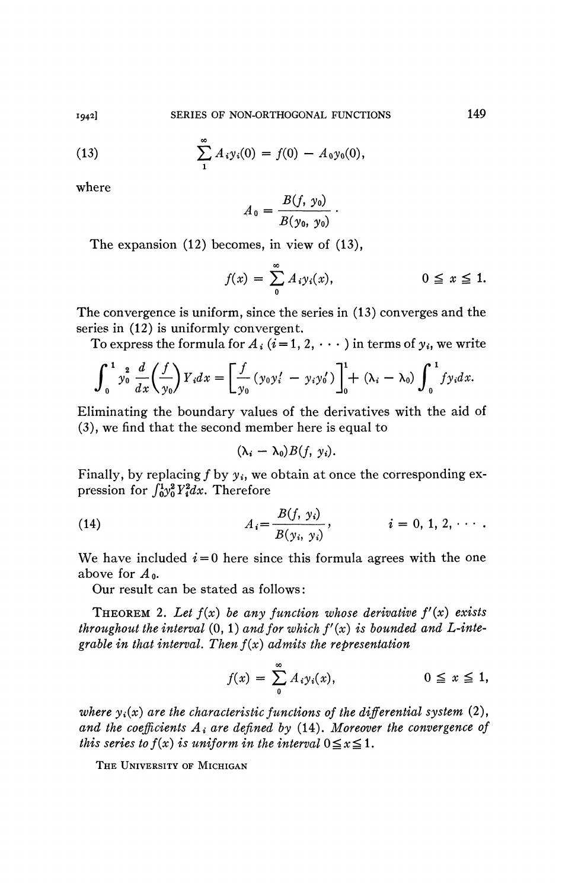$$\sum_{1}^{\infty} A_i y_i(0) = f(0) - A_0 y_0(0), \tag{13}$$

where

$$A_0 = \frac{B(f, y_0)}{B(y_0, y_0)} \cdot$$

The expansion (12) becomes, in view of (13),

$$f(x) = \sum_{0}^{\infty} A_i y_i(x), \qquad 0 \leqq x \leqq 1.$$

The convergence is uniform, since the series in (13) converges and the series in (12) is uniformly convergent.

To express the formula for $A_i$ $(i = 1, 2, \cdots)$ in terms of $y_i$, we write

$$\int_0^1 y_0^2 \frac{d}{dx}\left(\frac{f}{y_0}\right) Y_i dx = \left[\frac{f}{y_0}(y_0 y_i' - y_i y_0')\right]_0^1 + (\lambda_i - \lambda_0)\int_0^1 f y_i dx.$$

Eliminating the boundary values of the derivatives with the aid of (3), we find that the second member here is equal to

$$(\lambda_i - \lambda_0) B(f, y_i).$$

Finally, by replacing $f$ by $y_i$, we obtain at once the corresponding expression for $\int_0^1 y_0^2 Y_i^2 dx$. Therefore

$$A_i = \frac{B(f, y_i)}{B(y_i, y_i)}, \qquad i = 0, 1, 2, \cdots. \tag{14}$$

We have included $i = 0$ here since this formula agrees with the one above for $A_0$.

Our result can be stated as follows:

THEOREM 2. *Let $f(x)$ be any function whose derivative $f'(x)$ exists throughout the interval $(0, 1)$ and for which $f'(x)$ is bounded and L-integrable in that interval. Then $f(x)$ admits the representation*

$$f(x) = \sum_{0}^{\infty} A_i y_i(x), \qquad 0 \leqq x \leqq 1,$$

*where $y_i(x)$ are the characteristic functions of the differential system (2), and the coefficients $A_i$ are defined by (14). Moreover the convergence of this series to $f(x)$ is uniform in the interval $0 \leqq x \leqq 1$.*

THE UNIVERSITY OF MICHIGAN